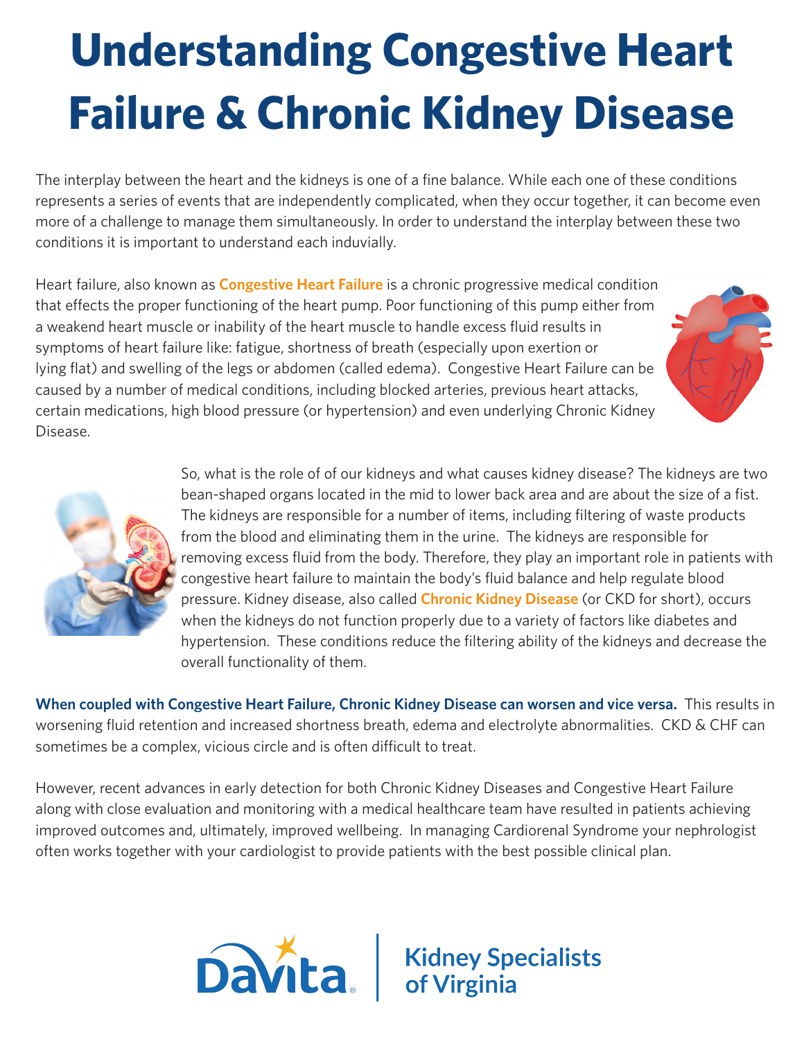# Understanding Congestive Heart Failure & Chronic Kidney Disease

The interplay between the heart and the kidneys is one of a fine balance. While each one of these conditions represents a series of events that are independently complicated, when they occur together, it can become even more of a challenge to manage them simultaneously. In order to understand the interplay between these two conditions it is important to understand each induvially.

Heart failure, also known as **Congestive Heart Failure** is a chronic progressive medical condition that effects the proper functioning of the heart pump. Poor functioning of this pump either from a weakend heart muscle or inability of the heart muscle to handle excess fluid results in symptoms of heart failure like: fatigue, shortness of breath (especially upon exertion or lying flat) and swelling of the legs or abdomen (called edema). Congestive Heart Failure can be caused by a number of medical conditions, including blocked arteries, previous heart attacks, certain medications, high blood pressure (or hypertension) and even underlying Chronic Kidney Disease.

So, what is the role of of our kidneys and what causes kidney disease? The kidneys are two bean-shaped organs located in the mid to lower back area and are about the size of a fist. The kidneys are responsible for a number of items, including filtering of waste products from the blood and eliminating them in the urine. The kidneys are responsible for removing excess fluid from the body. Therefore, they play an important role in patients with congestive heart failure to maintain the body's fluid balance and help regulate blood pressure. Kidney disease, also called **Chronic Kidney Disease** (or CKD for short), occurs when the kidneys do not function properly due to a variety of factors like diabetes and hypertension. These conditions reduce the filtering ability of the kidneys and decrease the overall functionality of them.

**When coupled with Congestive Heart Failure, Chronic Kidney Disease can worsen and vice versa.** This results in worsening fluid retention and increased shortness breath, edema and electrolyte abnormalities. CKD & CHF can sometimes be a complex, vicious circle and is often difficult to treat.

However, recent advances in early detection for both Chronic Kidney Diseases and Congestive Heart Failure along with close evaluation and monitoring with a medical healthcare team have resulted in patients achieving improved outcomes and, ultimately, improved wellbeing. In managing Cardiorenal Syndrome your nephrologist often works together with your cardiologist to provide patients with the best possible clinical plan.

DaVita® | Kidney Specialists of Virginia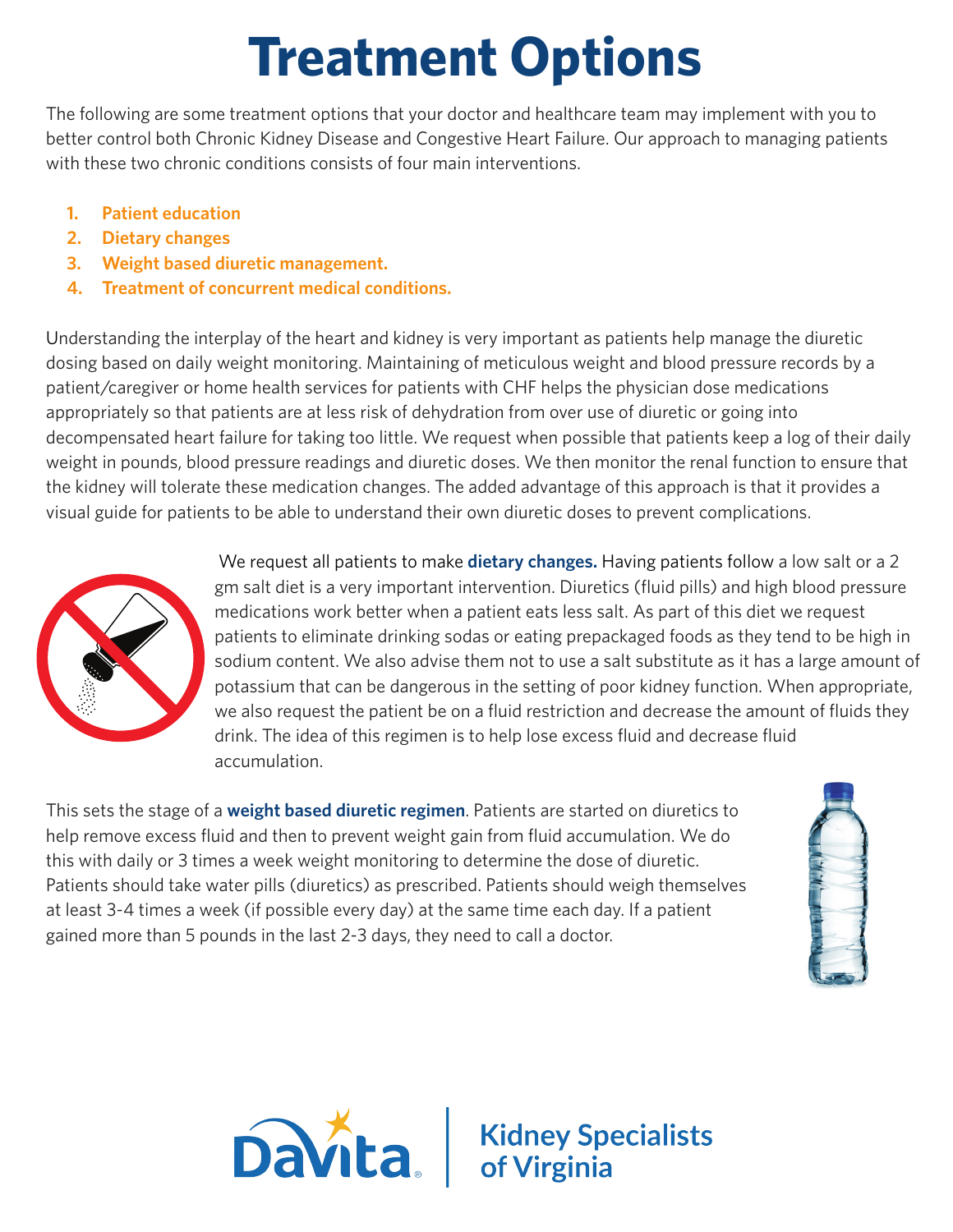# Treatment Options

The following are some treatment options that your doctor and healthcare team may implement with you to better control both Chronic Kidney Disease and Congestive Heart Failure. Our approach to managing patients with these two chronic conditions consists of four main interventions.

1. **Patient education**
2. **Dietary changes**
3. **Weight based diuretic management.**
4. **Treatment of concurrent medical conditions.**

Understanding the interplay of the heart and kidney is very important as patients help manage the diuretic dosing based on daily weight monitoring. Maintaining of meticulous weight and blood pressure records by a patient/caregiver or home health services for patients with CHF helps the physician dose medications appropriately so that patients are at less risk of dehydration from over use of diuretic or going into decompensated heart failure for taking too little. We request when possible that patients keep a log of their daily weight in pounds, blood pressure readings and diuretic doses. We then monitor the renal function to ensure that the kidney will tolerate these medication changes. The added advantage of this approach is that it provides a visual guide for patients to be able to understand their own diuretic doses to prevent complications.

We request all patients to make **dietary changes.** Having patients follow a low salt or a 2 gm salt diet is a very important intervention. Diuretics (fluid pills) and high blood pressure medications work better when a patient eats less salt. As part of this diet we request patients to eliminate drinking sodas or eating prepackaged foods as they tend to be high in sodium content. We also advise them not to use a salt substitute as it has a large amount of potassium that can be dangerous in the setting of poor kidney function. When appropriate, we also request the patient be on a fluid restriction and decrease the amount of fluids they drink. The idea of this regimen is to help lose excess fluid and decrease fluid accumulation.

This sets the stage of a **weight based diuretic regimen**. Patients are started on diuretics to help remove excess fluid and then to prevent weight gain from fluid accumulation. We do this with daily or 3 times a week weight monitoring to determine the dose of diuretic. Patients should take water pills (diuretics) as prescribed. Patients should weigh themselves at least 3-4 times a week (if possible every day) at the same time each day. If a patient gained more than 5 pounds in the last 2-3 days, they need to call a doctor.

DaVita | Kidney Specialists of Virginia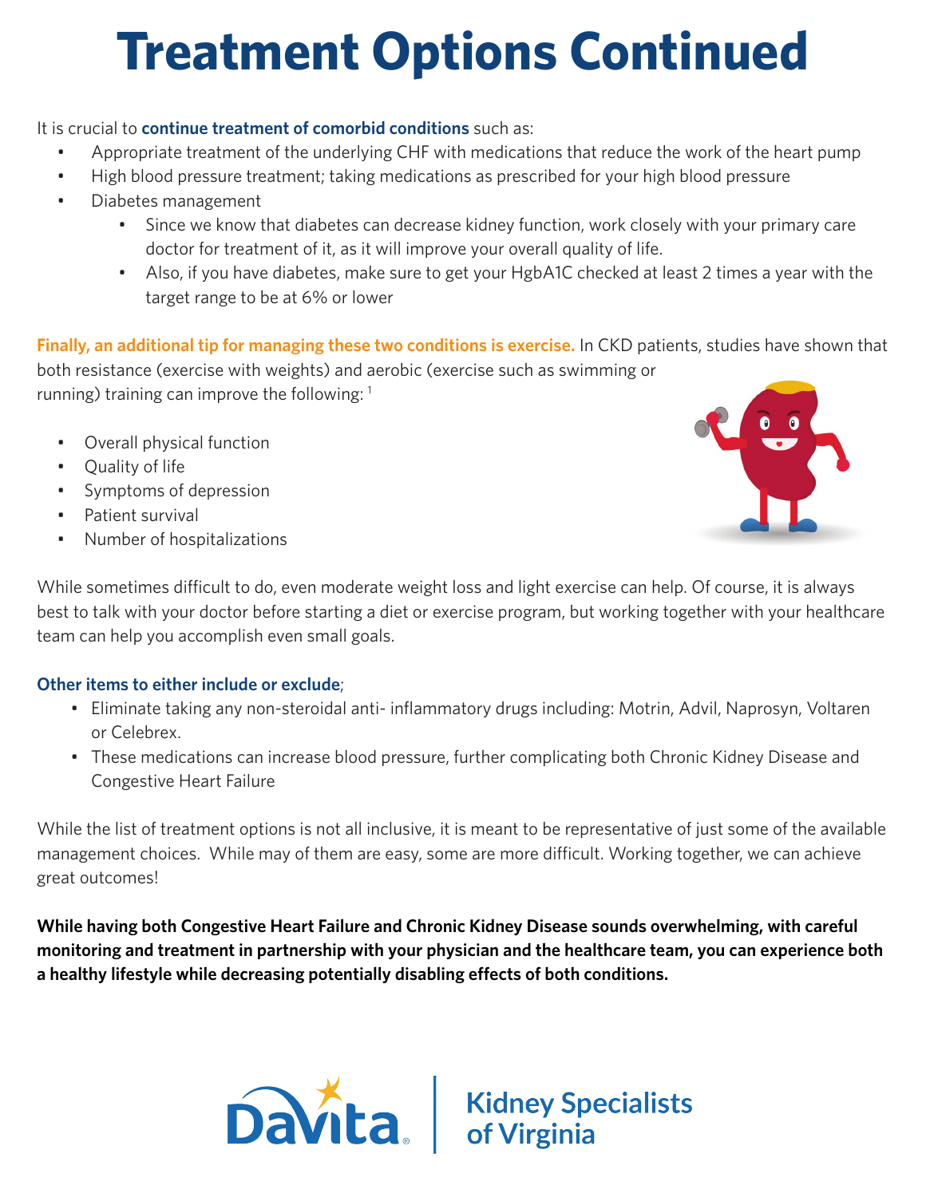# Treatment Options Continued

It is crucial to **continue treatment of comorbid conditions** such as:

- Appropriate treatment of the underlying CHF with medications that reduce the work of the heart pump
- High blood pressure treatment; taking medications as prescribed for your high blood pressure
- Diabetes management
    - Since we know that diabetes can decrease kidney function, work closely with your primary care doctor for treatment of it, as it will improve your overall quality of life.
    - Also, if you have diabetes, make sure to get your HgbA1C checked at least 2 times a year with the target range to be at 6% or lower

**Finally, an additional tip for managing these two conditions is exercise.** In CKD patients, studies have shown that both resistance (exercise with weights) and aerobic (exercise such as swimming or running) training can improve the following: [1]

- Overall physical function
- Quality of life
- Symptoms of depression
- Patient survival
- Number of hospitalizations

While sometimes difficult to do, even moderate weight loss and light exercise can help. Of course, it is always best to talk with your doctor before starting a diet or exercise program, but working together with your healthcare team can help you accomplish even small goals.

**Other items to either include or exclude**;

- Eliminate taking any non-steroidal anti- inflammatory drugs including: Motrin, Advil, Naprosyn, Voltaren or Celebrex.
- These medications can increase blood pressure, further complicating both Chronic Kidney Disease and Congestive Heart Failure

While the list of treatment options is not all inclusive, it is meant to be representative of just some of the available management choices. While may of them are easy, some are more difficult. Working together, we can achieve great outcomes!

**While having both Congestive Heart Failure and Chronic Kidney Disease sounds overwhelming, with careful monitoring and treatment in partnership with your physician and the healthcare team, you can experience both a healthy lifestyle while decreasing potentially disabling effects of both conditions.**

DaVita | Kidney Specialists of Virginia